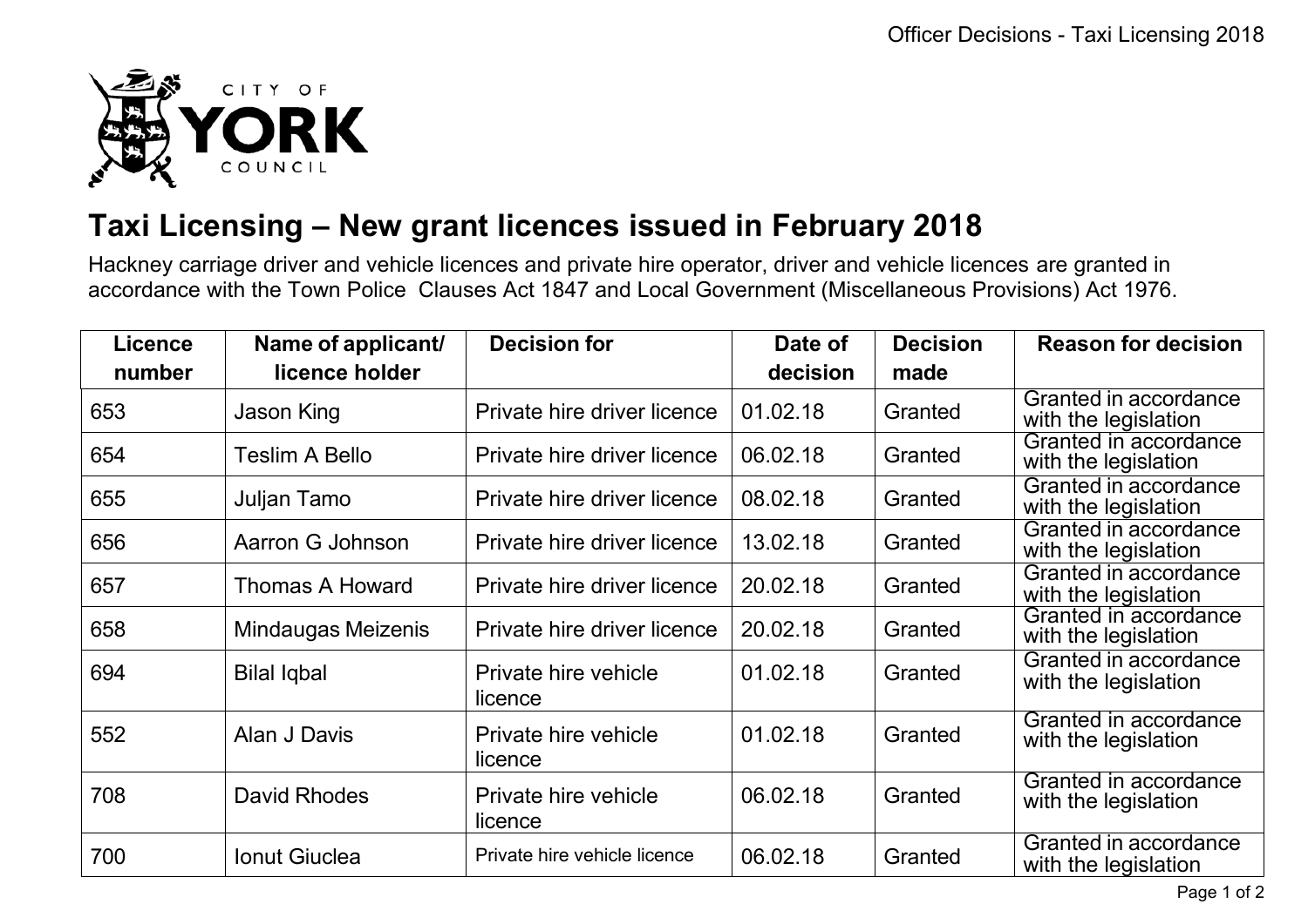CITY OF YORK COUNCIL

# Taxi Licensing – New grant licences issued in February 2018

Hackney carriage driver and vehicle licences and private hire operator, driver and vehicle licences are granted in accordance with the Town Police Clauses Act 1847 and Local Government (Miscellaneous Provisions) Act 1976.

| Licence number | Name of applicant/ licence holder | Decision for | Date of decision | Decision made | Reason for decision |
|---|---|---|---|---|---|
| 653 | Jason King | Private hire driver licence | 01.02.18 | Granted | Granted in accordance with the legislation |
| 654 | Teslim A Bello | Private hire driver licence | 06.02.18 | Granted | Granted in accordance with the legislation |
| 655 | Juljan Tamo | Private hire driver licence | 08.02.18 | Granted | Granted in accordance with the legislation |
| 656 | Aarron G Johnson | Private hire driver licence | 13.02.18 | Granted | Granted in accordance with the legislation |
| 657 | Thomas A Howard | Private hire driver licence | 20.02.18 | Granted | Granted in accordance with the legislation |
| 658 | Mindaugas Meizenis | Private hire driver licence | 20.02.18 | Granted | Granted in accordance with the legislation |
| 694 | Bilal Iqbal | Private hire vehicle licence | 01.02.18 | Granted | Granted in accordance with the legislation |
| 552 | Alan J Davis | Private hire vehicle licence | 01.02.18 | Granted | Granted in accordance with the legislation |
| 708 | David Rhodes | Private hire vehicle licence | 06.02.18 | Granted | Granted in accordance with the legislation |
| 700 | Ionut Giuclea | Private hire vehicle licence | 06.02.18 | Granted | Granted in accordance with the legislation |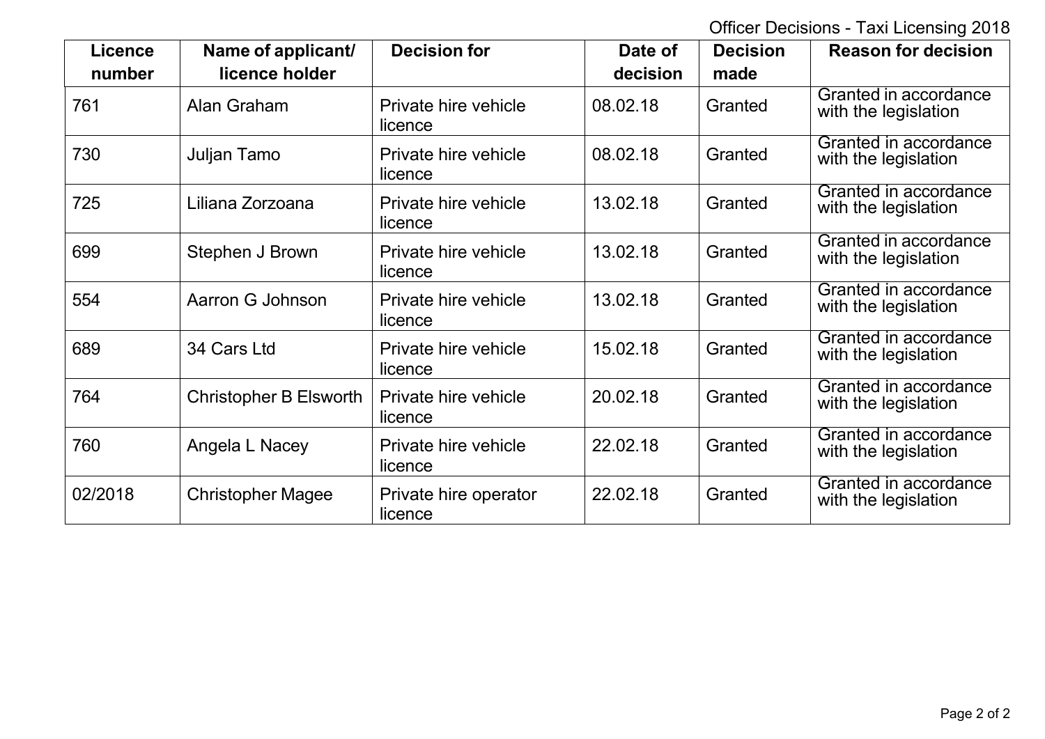| Licence number | Name of applicant/ licence holder | Decision for | Date of decision | Decision made | Reason for decision |
|---|---|---|---|---|---|
| 761 | Alan Graham | Private hire vehicle licence | 08.02.18 | Granted | Granted in accordance with the legislation |
| 730 | Juljan Tamo | Private hire vehicle licence | 08.02.18 | Granted | Granted in accordance with the legislation |
| 725 | Liliana Zorzoana | Private hire vehicle licence | 13.02.18 | Granted | Granted in accordance with the legislation |
| 699 | Stephen J Brown | Private hire vehicle licence | 13.02.18 | Granted | Granted in accordance with the legislation |
| 554 | Aarron G Johnson | Private hire vehicle licence | 13.02.18 | Granted | Granted in accordance with the legislation |
| 689 | 34 Cars Ltd | Private hire vehicle licence | 15.02.18 | Granted | Granted in accordance with the legislation |
| 764 | Christopher B Elsworth | Private hire vehicle licence | 20.02.18 | Granted | Granted in accordance with the legislation |
| 760 | Angela L Nacey | Private hire vehicle licence | 22.02.18 | Granted | Granted in accordance with the legislation |
| 02/2018 | Christopher Magee | Private hire operator licence | 22.02.18 | Granted | Granted in accordance with the legislation |